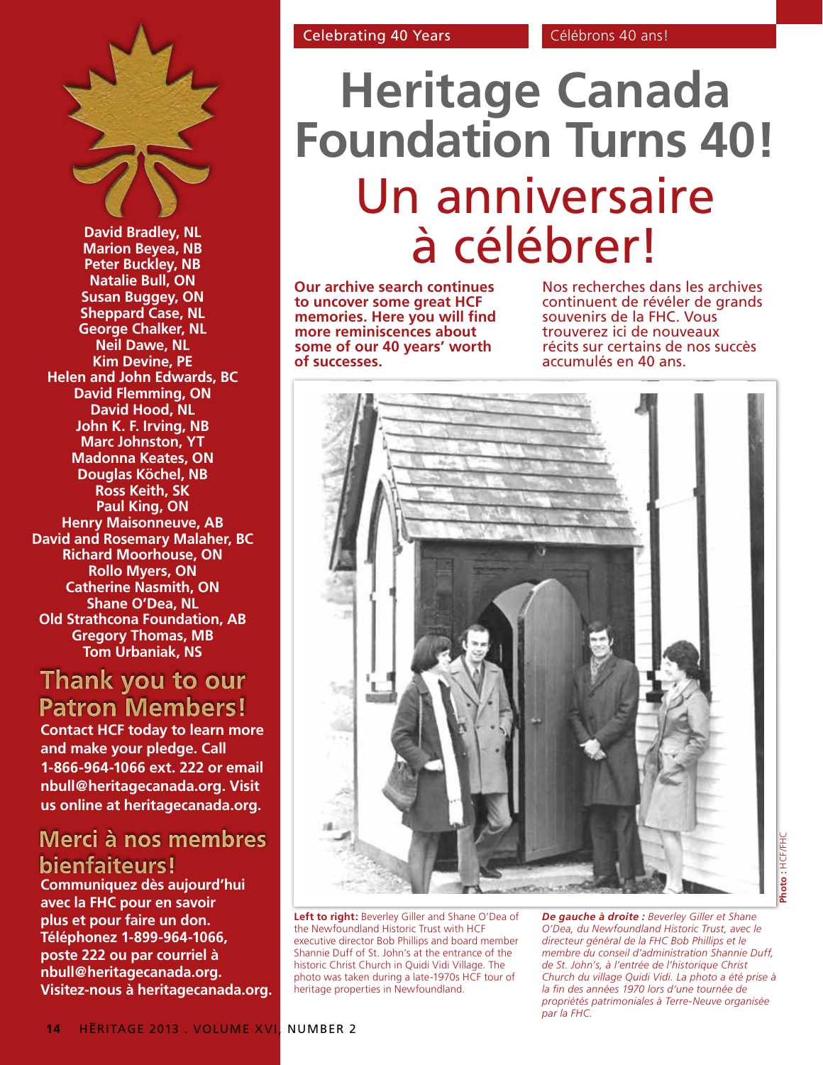Celebrating 40 Years | Célébrons 40 ans!

# Heritage Canada Foundation Turns 40!

# Un anniversaire à célébrer!

**Our archive search continues to uncover some great HCF memories. Here you will find more reminiscences about some of our 40 years' worth of successes.**

Nos recherches dans les archives continuent de révéler de grands souvenirs de la FHC. Vous trouverez ici de nouveaux récits sur certains de nos succès accumulés en 40 ans.

**Left to right:** Beverley Giller and Shane O'Dea of the Newfoundland Historic Trust with HCF executive director Bob Phillips and board member Shannie Duff of St. John's at the entrance of the historic Christ Church in Quidi Vidi Village. The photo was taken during a late-1970s HCF tour of heritage properties in Newfoundland.

***De gauche à droite :*** *Beverley Giller et Shane O'Dea, du Newfoundland Historic Trust, avec le directeur général de la FHC Bob Phillips et le membre du conseil d'administration Shannie Duff, de St. John's, à l'entrée de l'historique Christ Church du village Quidi Vidi. La photo a été prise à la fin des années 1970 lors d'une tournée de propriétés patrimoniales à Terre-Neuve organisée par la FHC.*

**Photo** : HCF/FHC

**David Bradley, NL**
**Marion Beyea, NB**
**Peter Buckley, NB**
**Natalie Bull, ON**
**Susan Buggey, ON**
**Sheppard Case, NL**
**George Chalker, NL**
**Neil Dawe, NL**
**Kim Devine, PE**
**Helen and John Edwards, BC**
**David Flemming, ON**
**David Hood, NL**
**John K. F. Irving, NB**
**Marc Johnston, YT**
**Madonna Keates, ON**
**Douglas Köchel, NB**
**Ross Keith, SK**
**Paul King, ON**
**Henry Maisonneuve, AB**
**David and Rosemary Malaher, BC**
**Richard Moorhouse, ON**
**Rollo Myers, ON**
**Catherine Nasmith, ON**
**Shane O'Dea, NL**
**Old Strathcona Foundation, AB**
**Gregory Thomas, MB**
**Tom Urbaniak, NS**

## Thank you to our Patron Members!

**Contact HCF today to learn more and make your pledge. Call 1-866-964-1066 ext. 222 or email nbull@heritagecanada.org. Visit us online at heritagecanada.org.**

## Merci à nos membres bienfaiteurs!

**Communiquez dès aujourd'hui avec la FHC pour en savoir plus et pour faire un don. Téléphonez 1-899-964-1066, poste 222 ou par courriel à nbull@heritagecanada.org. Visitez-nous à heritagecanada.org.**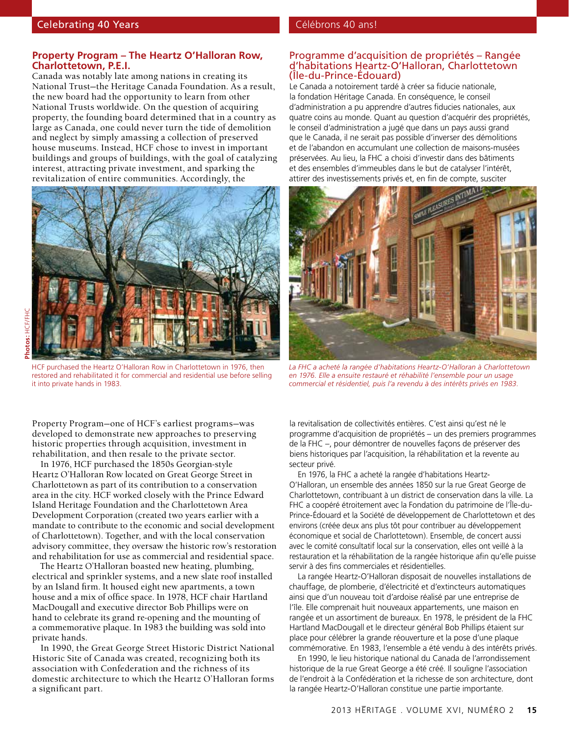## Property Program – The Heartz O'Halloran Row, Charlottetown, P.E.I.

Canada was notably late among nations in creating its National Trust—the Heritage Canada Foundation. As a result, the new board had the opportunity to learn from other National Trusts worldwide. On the question of acquiring property, the founding board determined that in a country as large as Canada, one could never turn the tide of demolition and neglect by simply amassing a collection of preserved house museums. Instead, HCF chose to invest in important buildings and groups of buildings, with the goal of catalyzing interest, attracting private investment, and sparking the revitalization of entire communities. Accordingly, the Property Program—one of HCF's earliest programs—was developed to demonstrate new approaches to preserving historic properties through acquisition, investment in rehabilitation, and then resale to the private sector.

In 1976, HCF purchased the 1850s Georgian-style Heartz O'Halloran Row located on Great George Street in Charlottetown as part of its contribution to a conservation area in the city. HCF worked closely with the Prince Edward Island Heritage Foundation and the Charlottetown Area Development Corporation (created two years earlier with a mandate to contribute to the economic and social development of Charlottetown). Together, and with the local conservation advisory committee, they oversaw the historic row's restoration and rehabilitation for use as commercial and residential space.

The Heartz O'Halloran boasted new heating, plumbing, electrical and sprinkler systems, and a new slate roof installed by an Island firm. It housed eight new apartments, a town house and a mix of office space. In 1978, HCF chair Hartland MacDougall and executive director Bob Phillips were on hand to celebrate its grand re-opening and the mounting of a commemorative plaque. In 1983 the building was sold into private hands.

In 1990, the Great George Street Historic District National Historic Site of Canada was created, recognizing both its association with Confederation and the richness of its domestic architecture to which the Heartz O'Halloran forms a significant part.

**Photos:** HCF/FHC

HCF purchased the Heartz O'Halloran Row in Charlottetown in 1976, then restored and rehabilitated it for commercial and residential use before selling it into private hands in 1983.

## Programme d'acquisition de propriétés – Rangée d'habitations Heartz-O'Halloran, Charlottetown (Île-du-Prince-Édouard)

Le Canada a notoirement tardé à créer sa fiducie nationale, la fondation Héritage Canada. En conséquence, le conseil d'administration a pu apprendre d'autres fiducies nationales, aux quatre coins au monde. Quant au question d'acquérir des propriétés, le conseil d'administration a jugé que dans un pays aussi grand que le Canada, il ne serait pas possible d'inverser des démolitions et de l'abandon en accumulant une collection de maisons-musées préservées. Au lieu, la FHC a choisi d'investir dans des bâtiments et des ensembles d'immeubles dans le but de catalyser l'intérêt, attirer des investissements privés et, en fin de compte, susciter la revitalisation de collectivités entières. C'est ainsi qu'est né le programme d'acquisition de propriétés – un des premiers programmes de la FHC –, pour démontrer de nouvelles façons de préserver des biens historiques par l'acquisition, la réhabilitation et la revente au secteur privé.

En 1976, la FHC a acheté la rangée d'habitations Heartz-O'Halloran, un ensemble des années 1850 sur la rue Great George de Charlottetown, contribuant à un district de conservation dans la ville. La FHC a coopéré étroitement avec la Fondation du patrimoine de l'Île-du-Prince-Édouard et la Société de développement de Charlottetown et des environs (créée deux ans plus tôt pour contribuer au développement économique et social de Charlottetown). Ensemble, de concert aussi avec le comité consultatif local sur la conservation, elles ont veillé à la restauration et la réhabilitation de la rangée historique afin qu'elle puisse servir à des fins commerciales et résidentielles.

La rangée Heartz-O'Halloran disposait de nouvelles installations de chauffage, de plomberie, d'électricité et d'extincteurs automatiques ainsi que d'un nouveau toit d'ardoise réalisé par une entreprise de l'Île. Elle comprenait huit nouveaux appartements, une maison en rangée et un assortiment de bureaux. En 1978, le président de la FHC Hartland MacDougall et le directeur général Bob Phillips étaient sur place pour célébrer la grande réouverture et la pose d'une plaque commémorative. En 1983, l'ensemble a été vendu à des intérêts privés.

En 1990, le lieu historique national du Canada de l'arrondissement historique de la rue Great George a été créé. Il souligne l'association de l'endroit à la Confédération et la richesse de son architecture, dont la rangée Heartz-O'Halloran constitue une partie importante.

*La FHC a acheté la rangée d'habitations Heartz-O'Halloran à Charlottetown en 1976. Elle a ensuite restauré et réhabilité l'ensemble pour un usage commercial et résidentiel, puis l'a revendu à des intérêts privés en 1983.*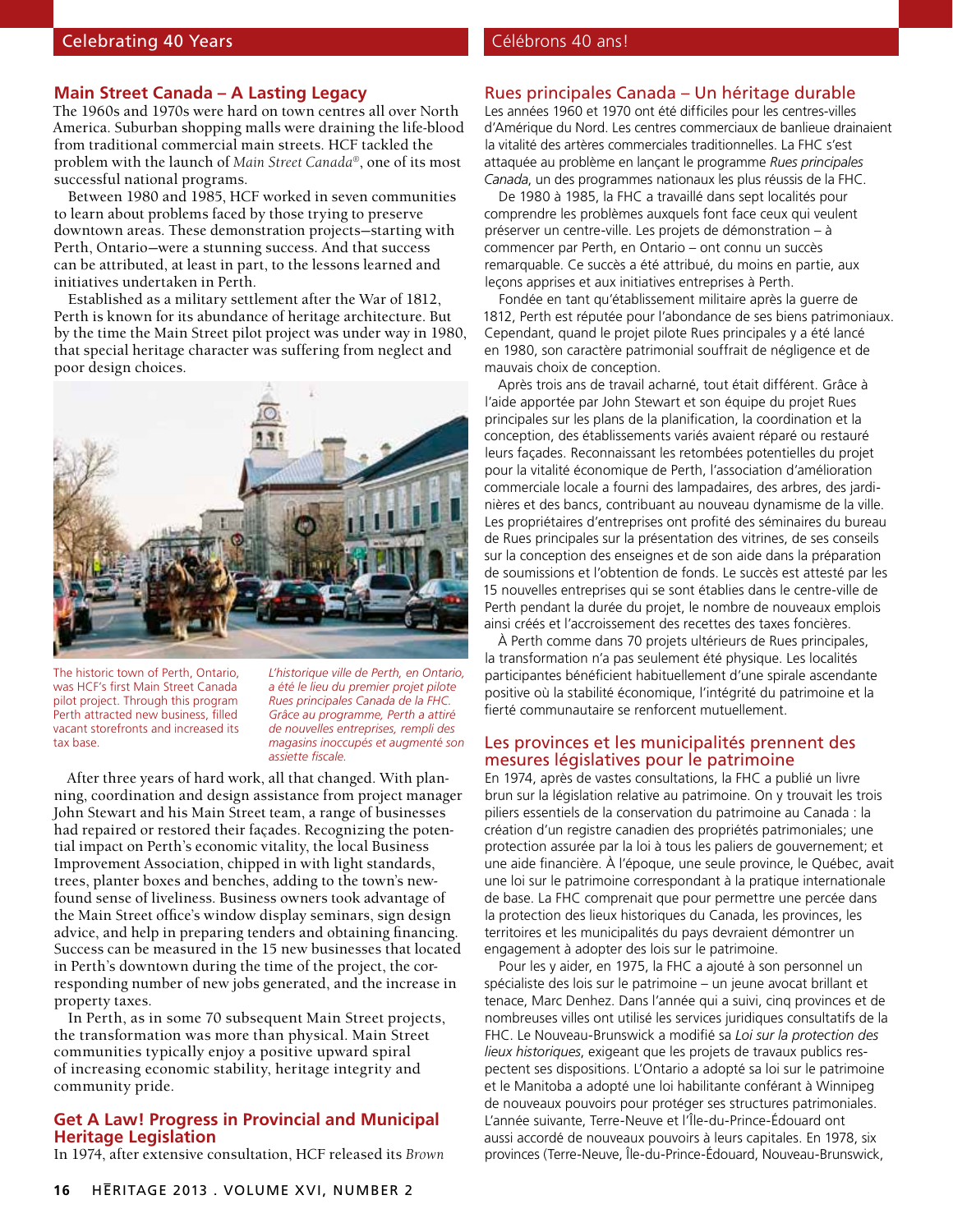## Main Street Canada – A Lasting Legacy

The 1960s and 1970s were hard on town centres all over North America. Suburban shopping malls were draining the life-blood from traditional commercial main streets. HCF tackled the problem with the launch of *Main Street Canada®*, one of its most successful national programs.

Between 1980 and 1985, HCF worked in seven communities to learn about problems faced by those trying to preserve downtown areas. These demonstration projects—starting with Perth, Ontario—were a stunning success. And that success can be attributed, at least in part, to the lessons learned and initiatives undertaken in Perth.

Established as a military settlement after the War of 1812, Perth is known for its abundance of heritage architecture. But by the time the Main Street pilot project was under way in 1980, that special heritage character was suffering from neglect and poor design choices.

The historic town of Perth, Ontario, was HCF's first Main Street Canada pilot project. Through this program Perth attracted new business, filled vacant storefronts and increased its tax base.

*L'historique ville de Perth, en Ontario, a été le lieu du premier projet pilote Rues principales Canada de la FHC. Grâce au programme, Perth a attiré de nouvelles entreprises, rempli des magasins inoccupés et augmenté son assiette fiscale.*

After three years of hard work, all that changed. With planning, coordination and design assistance from project manager John Stewart and his Main Street team, a range of businesses had repaired or restored their façades. Recognizing the potential impact on Perth's economic vitality, the local Business Improvement Association, chipped in with light standards, trees, planter boxes and benches, adding to the town's newfound sense of liveliness. Business owners took advantage of the Main Street office's window display seminars, sign design advice, and help in preparing tenders and obtaining financing. Success can be measured in the 15 new businesses that located in Perth's downtown during the time of the project, the corresponding number of new jobs generated, and the increase in property taxes.

In Perth, as in some 70 subsequent Main Street projects, the transformation was more than physical. Main Street communities typically enjoy a positive upward spiral of increasing economic stability, heritage integrity and community pride.

## Get A Law! Progress in Provincial and Municipal Heritage Legislation

In 1974, after extensive consultation, HCF released its *Brown*

## Rues principales Canada – Un héritage durable

Les années 1960 et 1970 ont été difficiles pour les centres-villes d'Amérique du Nord. Les centres commerciaux de banlieue drainaient la vitalité des artères commerciales traditionnelles. La FHC s'est attaquée au problème en lançant le programme *Rues principales Canada*, un des programmes nationaux les plus réussis de la FHC.

De 1980 à 1985, la FHC a travaillé dans sept localités pour comprendre les problèmes auxquels font face ceux qui veulent préserver un centre-ville. Les projets de démonstration – à commencer par Perth, en Ontario – ont connu un succès remarquable. Ce succès a été attribué, du moins en partie, aux leçons apprises et aux initiatives entreprises à Perth.

Fondée en tant qu'établissement militaire après la guerre de 1812, Perth est réputée pour l'abondance de ses biens patrimoniaux. Cependant, quand le projet pilote Rues principales y a été lancé en 1980, son caractère patrimonial souffrait de négligence et de mauvais choix de conception.

Après trois ans de travail acharné, tout était différent. Grâce à l'aide apportée par John Stewart et son équipe du projet Rues principales sur les plans de la planification, la coordination et la conception, des établissements variés avaient réparé ou restauré leurs façades. Reconnaissant les retombées potentielles du projet pour la vitalité économique de Perth, l'association d'amélioration commerciale locale a fourni des lampadaires, des arbres, des jardinières et des bancs, contribuant au nouveau dynamisme de la ville. Les propriétaires d'entreprises ont profité des séminaires du bureau de Rues principales sur la présentation des vitrines, de ses conseils sur la conception des enseignes et de son aide dans la préparation de soumissions et l'obtention de fonds. Le succès est attesté par les 15 nouvelles entreprises qui se sont établies dans le centre-ville de Perth pendant la durée du projet, le nombre de nouveaux emplois ainsi créés et l'accroissement des recettes des taxes foncières.

À Perth comme dans 70 projets ultérieurs de Rues principales, la transformation n'a pas seulement été physique. Les localités participantes bénéficient habituellement d'une spirale ascendante positive où la stabilité économique, l'intégrité du patrimoine et la fierté communautaire se renforcent mutuellement.

## Les provinces et les municipalités prennent des mesures législatives pour le patrimoine

En 1974, après de vastes consultations, la FHC a publié un livre brun sur la législation relative au patrimoine. On y trouvait les trois piliers essentiels de la conservation du patrimoine au Canada : la création d'un registre canadien des propriétés patrimoniales; une protection assurée par la loi à tous les paliers de gouvernement; et une aide financière. À l'époque, une seule province, le Québec, avait une loi sur le patrimoine correspondant à la pratique internationale de base. La FHC comprenait que pour permettre une percée dans la protection des lieux historiques du Canada, les provinces, les territoires et les municipalités du pays devraient démontrer un engagement à adopter des lois sur le patrimoine.

Pour les y aider, en 1975, la FHC a ajouté à son personnel un spécialiste des lois sur le patrimoine – un jeune avocat brillant et tenace, Marc Denhez. Dans l'année qui a suivi, cinq provinces et de nombreuses villes ont utilisé les services juridiques consultatifs de la FHC. Le Nouveau-Brunswick a modifié sa *Loi sur la protection des lieux historiques*, exigeant que les projets de travaux publics respectent ses dispositions. L'Ontario a adopté sa loi sur le patrimoine et le Manitoba a adopté une loi habilitante conférant à Winnipeg de nouveaux pouvoirs pour protéger ses structures patrimoniales. L'année suivante, Terre-Neuve et l'Île-du-Prince-Édouard ont aussi accordé de nouveaux pouvoirs à leurs capitales. En 1978, six provinces (Terre-Neuve, Île-du-Prince-Édouard, Nouveau-Brunswick,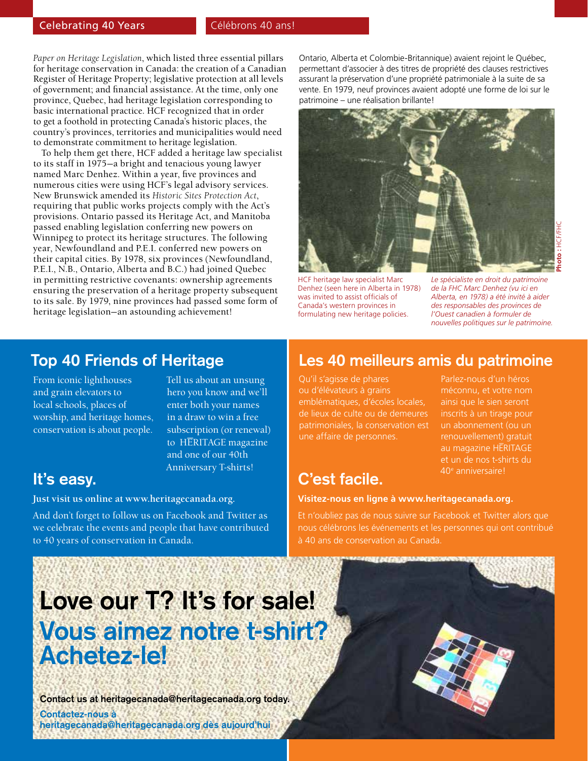*Paper on Heritage Legislation*, which listed three essential pillars for heritage conservation in Canada: the creation of a Canadian Register of Heritage Property; legislative protection at all levels of government; and financial assistance. At the time, only one province, Quebec, had heritage legislation corresponding to basic international practice. HCF recognized that in order to get a foothold in protecting Canada's historic places, the country's provinces, territories and municipalities would need to demonstrate commitment to heritage legislation.

To help them get there, HCF added a heritage law specialist to its staff in 1975—a bright and tenacious young lawyer named Marc Denhez. Within a year, five provinces and numerous cities were using HCF's legal advisory services. New Brunswick amended its *Historic Sites Protection Act*, requiring that public works projects comply with the Act's provisions. Ontario passed its Heritage Act, and Manitoba passed enabling legislation conferring new powers on Winnipeg to protect its heritage structures. The following year, Newfoundland and P.E.I. conferred new powers on their capital cities. By 1978, six provinces (Newfoundland, P.E.I., N.B., Ontario, Alberta and B.C.) had joined Quebec in permitting restrictive covenants: ownership agreements ensuring the preservation of a heritage property subsequent to its sale. By 1979, nine provinces had passed some form of heritage legislation—an astounding achievement!

Ontario, Alberta et Colombie-Britannique) avaient rejoint le Québec, permettant d'associer à des titres de propriété des clauses restrictives assurant la préservation d'une propriété patrimoniale à la suite de sa vente. En 1979, neuf provinces avaient adopté une forme de loi sur le patrimoine – une réalisation brillante!

Photo : HCF/FHC

HCF heritage law specialist Marc Denhez (seen here in Alberta in 1978) was invited to assist officials of Canada's western provinces in formulating new heritage policies.

*Le spécialiste en droit du patrimoine de la FHC Marc Denhez (vu ici en Alberta, en 1978) a été invité à aider des responsables des provinces de l'Ouest canadien à formuler de nouvelles politiques sur le patrimoine.*

## Top 40 Friends of Heritage

From iconic lighthouses and grain elevators to local schools, places of worship, and heritage homes, conservation is about people.

Tell us about an unsung hero you know and we'll enter both your names in a draw to win a free subscription (or renewal) to HĒRITAGE magazine and one of our 40th Anniversary T-shirts!

## It's easy.

**Just visit us online at www.heritagecanada.org.**

And don't forget to follow us on Facebook and Twitter as we celebrate the events and people that have contributed to 40 years of conservation in Canada.

## Les 40 meilleurs amis du patrimoine

Qu'il s'agisse de phares ou d'élévateurs à grains emblématiques, d'écoles locales, de lieux de culte ou de demeures patrimoniales, la conservation est une affaire de personnes.

Parlez-nous d'un héros méconnu, et votre nom ainsi que le sien seront inscrits à un tirage pour un abonnement (ou un renouvellement) gratuit au magazine HĒRITAGE et un de nos t-shirts du 40e anniversaire!

## C'est facile.

**Visitez-nous en ligne à www.heritagecanada.org.**

Et n'oubliez pas de nous suivre sur Facebook et Twitter alors que nous célébrons les événements et les personnes qui ont contribué à 40 ans de conservation au Canada.

# Love our T? It's for sale!

# Vous aimez notre t-shirt? Achetez-le!

**Contact us at heritagecanada@heritagecanada.org today.**

**Contactez-nous à heritagecanada@heritagecanada.org dès aujourd'hui**